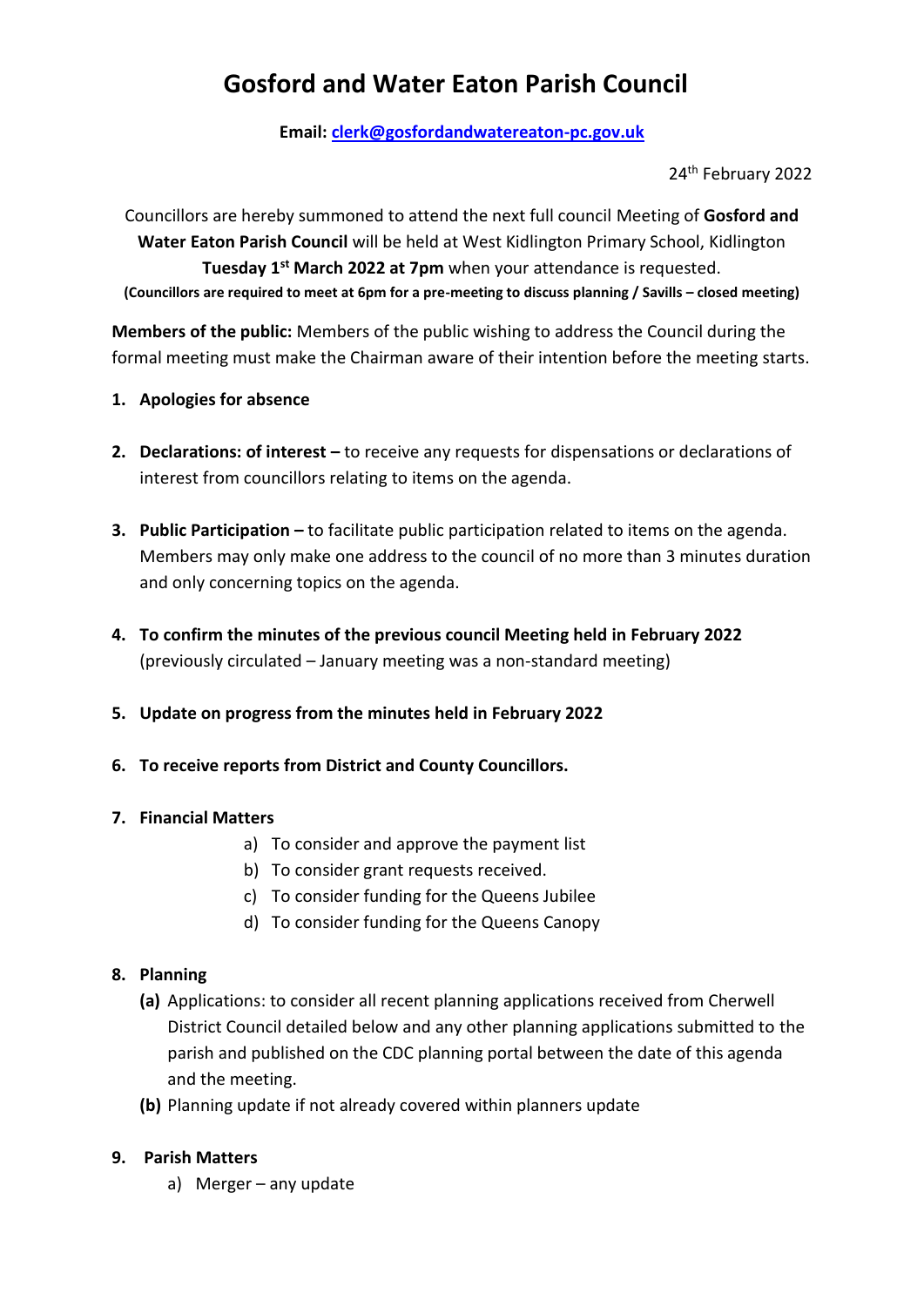# Gosford and Water Eaton Parish Council

**Email: clerk@gosfordandwatereaton-pc.gov.uk**

24th February 2022

Councillors are hereby summoned to attend the next full council Meeting of **Gosford and Water Eaton Parish Council** will be held at West Kidlington Primary School, Kidlington **Tuesday 1st March 2022 at 7pm** when your attendance is requested.
**(Councillors are required to meet at 6pm for a pre-meeting to discuss planning / Savills – closed meeting)**

**Members of the public:** Members of the public wishing to address the Council during the formal meeting must make the Chairman aware of their intention before the meeting starts.

1. **Apologies for absence**

2. **Declarations: of interest –** to receive any requests for dispensations or declarations of interest from councillors relating to items on the agenda.

3. **Public Participation –** to facilitate public participation related to items on the agenda. Members may only make one address to the council of no more than 3 minutes duration and only concerning topics on the agenda.

4. **To confirm the minutes of the previous council Meeting held in February 2022** (previously circulated – January meeting was a non-standard meeting)

5. **Update on progress from the minutes held in February 2022**

6. **To receive reports from District and County Councillors.**

7. **Financial Matters**
   a) To consider and approve the payment list
   b) To consider grant requests received.
   c) To consider funding for the Queens Jubilee
   d) To consider funding for the Queens Canopy

8. **Planning**
   **(a)** Applications: to consider all recent planning applications received from Cherwell District Council detailed below and any other planning applications submitted to the parish and published on the CDC planning portal between the date of this agenda and the meeting.
   **(b)** Planning update if not already covered within planners update

9. **Parish Matters**
   a) Merger – any update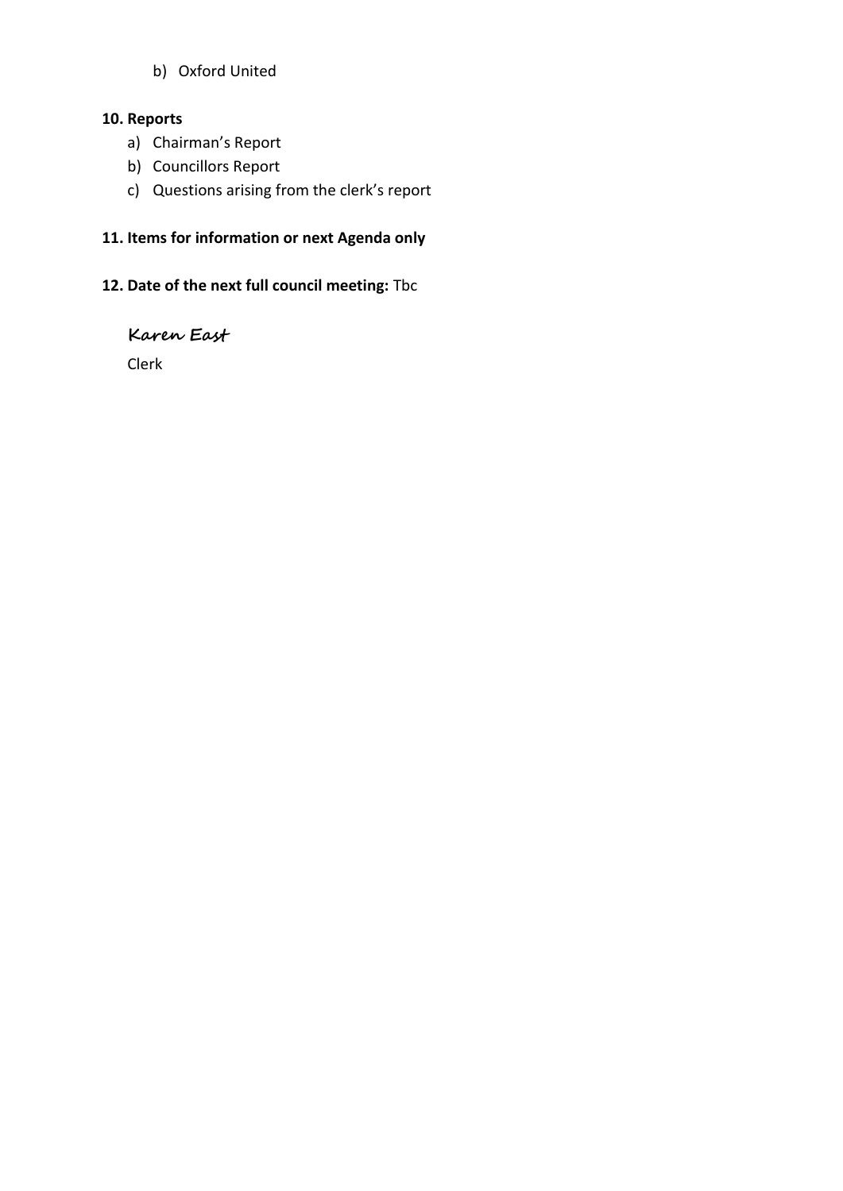b) Oxford United

**10. Reports**

a) Chairman's Report
b) Councillors Report
c) Questions arising from the clerk's report

**11. Items for information or next Agenda only**

**12. Date of the next full council meeting:** Tbc

Karen East

Clerk